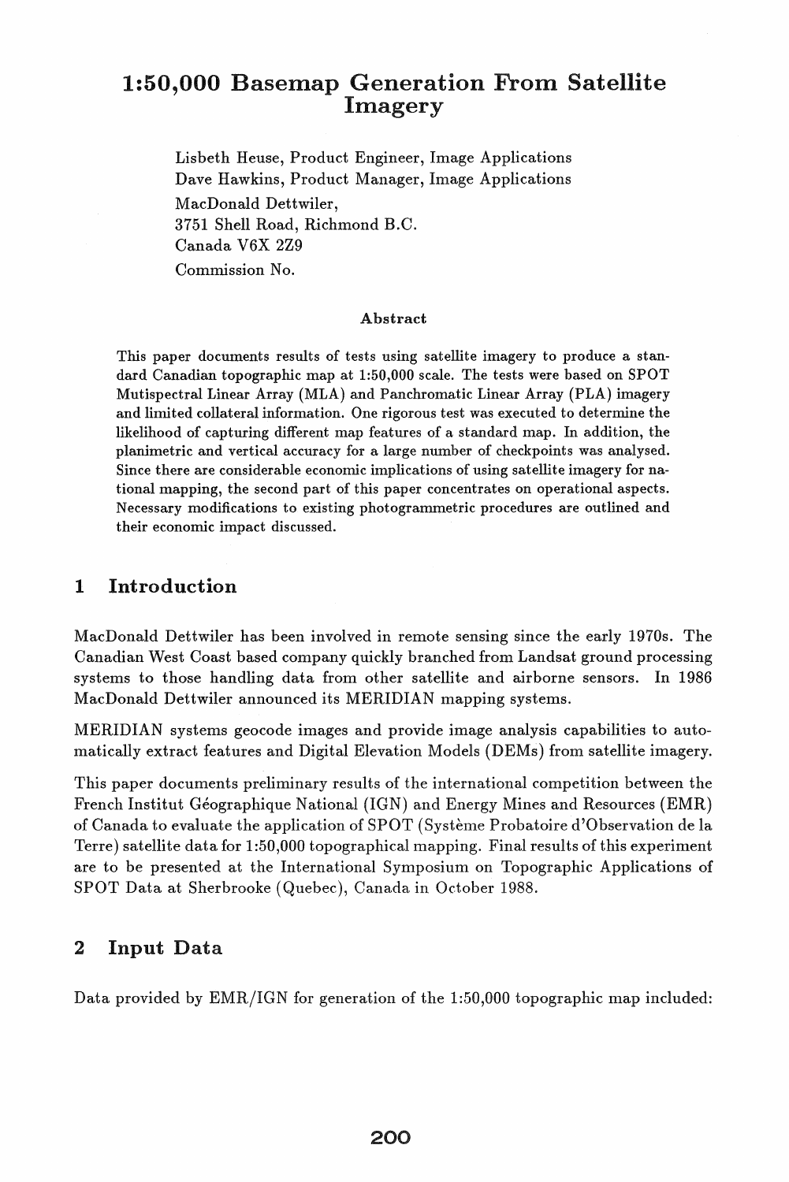# 1:50,000 Basemap Generation From Satellite Imagery

Lisbeth Heuse, Product Engineer, Image Applications
Dave Hawkins, Product Manager, Image Applications
MacDonald Dettwiler,
3751 Shell Road, Richmond B.C.
Canada V6X 2Z9
Commission No.

### Abstract

This paper documents results of tests using satellite imagery to produce a standard Canadian topographic map at 1:50,000 scale. The tests were based on SPOT Mutispectral Linear Array (MLA) and Panchromatic Linear Array (PLA) imagery and limited collateral information. One rigorous test was executed to determine the likelihood of capturing different map features of a standard map. In addition, the planimetric and vertical accuracy for a large number of checkpoints was analysed. Since there are considerable economic implications of using satellite imagery for national mapping, the second part of this paper concentrates on operational aspects. Necessary modifications to existing photogrammetric procedures are outlined and their economic impact discussed.

## 1 Introduction

MacDonald Dettwiler has been involved in remote sensing since the early 1970s. The Canadian West Coast based company quickly branched from Landsat ground processing systems to those handling data from other satellite and airborne sensors. In 1986 MacDonald Dettwiler announced its MERIDIAN mapping systems.

MERIDIAN systems geocode images and provide image analysis capabilities to automatically extract features and Digital Elevation Models (DEMs) from satellite imagery.

This paper documents preliminary results of the international competition between the French Institut Géographique National (IGN) and Energy Mines and Resources (EMR) of Canada to evaluate the application of SPOT (Système Probatoire d'Observation de la Terre) satellite data for 1:50,000 topographical mapping. Final results of this experiment are to be presented at the International Symposium on Topographic Applications of SPOT Data at Sherbrooke (Quebec), Canada in October 1988.

## 2 Input Data

Data provided by EMR/IGN for generation of the 1:50,000 topographic map included: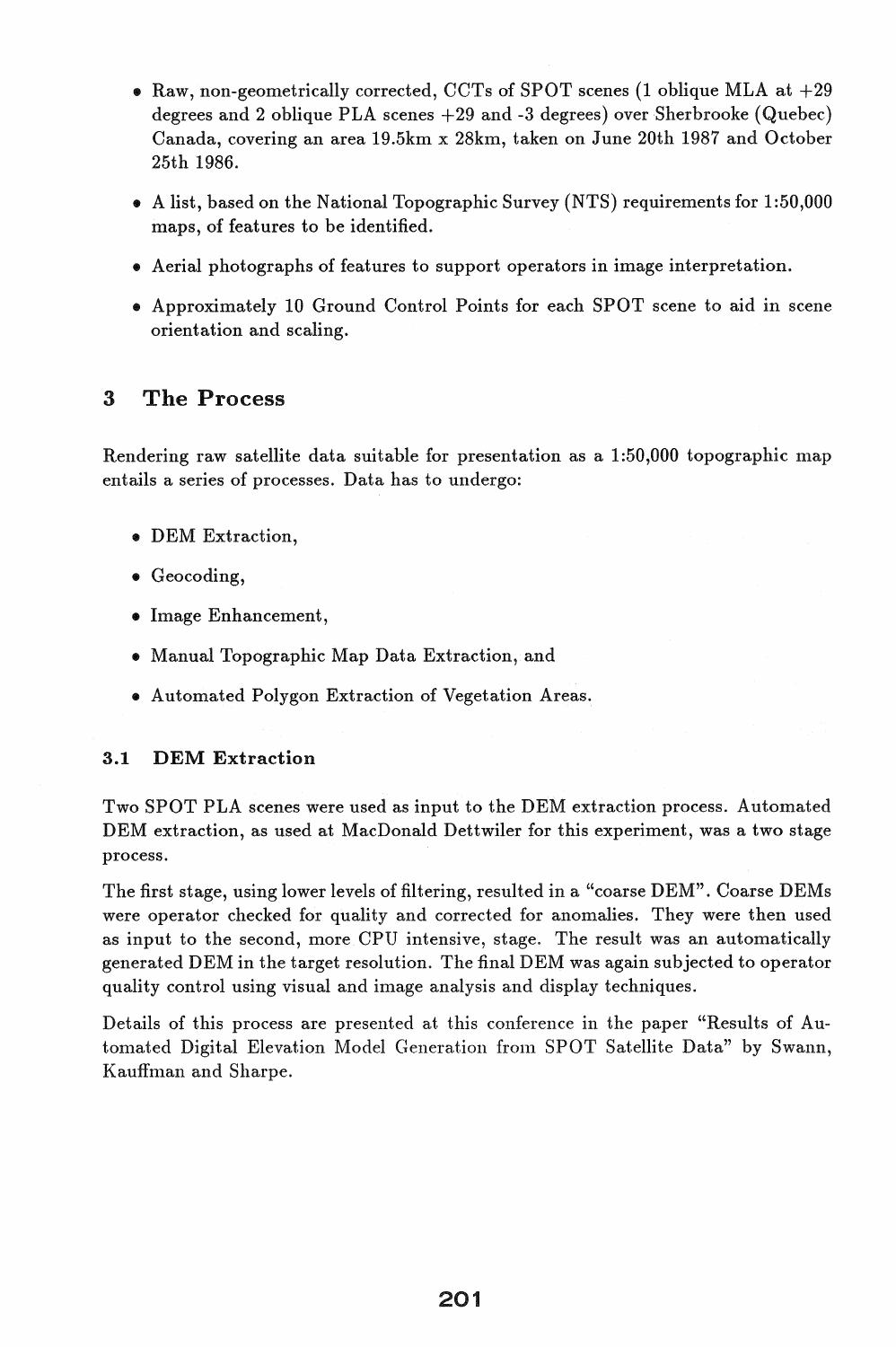- Raw, non-geometrically corrected, CCTs of SPOT scenes (1 oblique MLA at +29 degrees and 2 oblique PLA scenes +29 and -3 degrees) over Sherbrooke (Quebec) Canada, covering an area 19.5km x 28km, taken on June 20th 1987 and October 25th 1986.
- A list, based on the National Topographic Survey (NTS) requirements for 1:50,000 maps, of features to be identified.
- Aerial photographs of features to support operators in image interpretation.
- Approximately 10 Ground Control Points for each SPOT scene to aid in scene orientation and scaling.

## 3 The Process

Rendering raw satellite data suitable for presentation as a 1:50,000 topographic map entails a series of processes. Data has to undergo:

- DEM Extraction,
- Geocoding,
- Image Enhancement,
- Manual Topographic Map Data Extraction, and
- Automated Polygon Extraction of Vegetation Areas.

### 3.1 DEM Extraction

Two SPOT PLA scenes were used as input to the DEM extraction process. Automated DEM extraction, as used at MacDonald Dettwiler for this experiment, was a two stage process.

The first stage, using lower levels of filtering, resulted in a "coarse DEM". Coarse DEMs were operator checked for quality and corrected for anomalies. They were then used as input to the second, more CPU intensive, stage. The result was an automatically generated DEM in the target resolution. The final DEM was again subjected to operator quality control using visual and image analysis and display techniques.

Details of this process are presented at this conference in the paper "Results of Automated Digital Elevation Model Generation from SPOT Satellite Data" by Swann, Kauffman and Sharpe.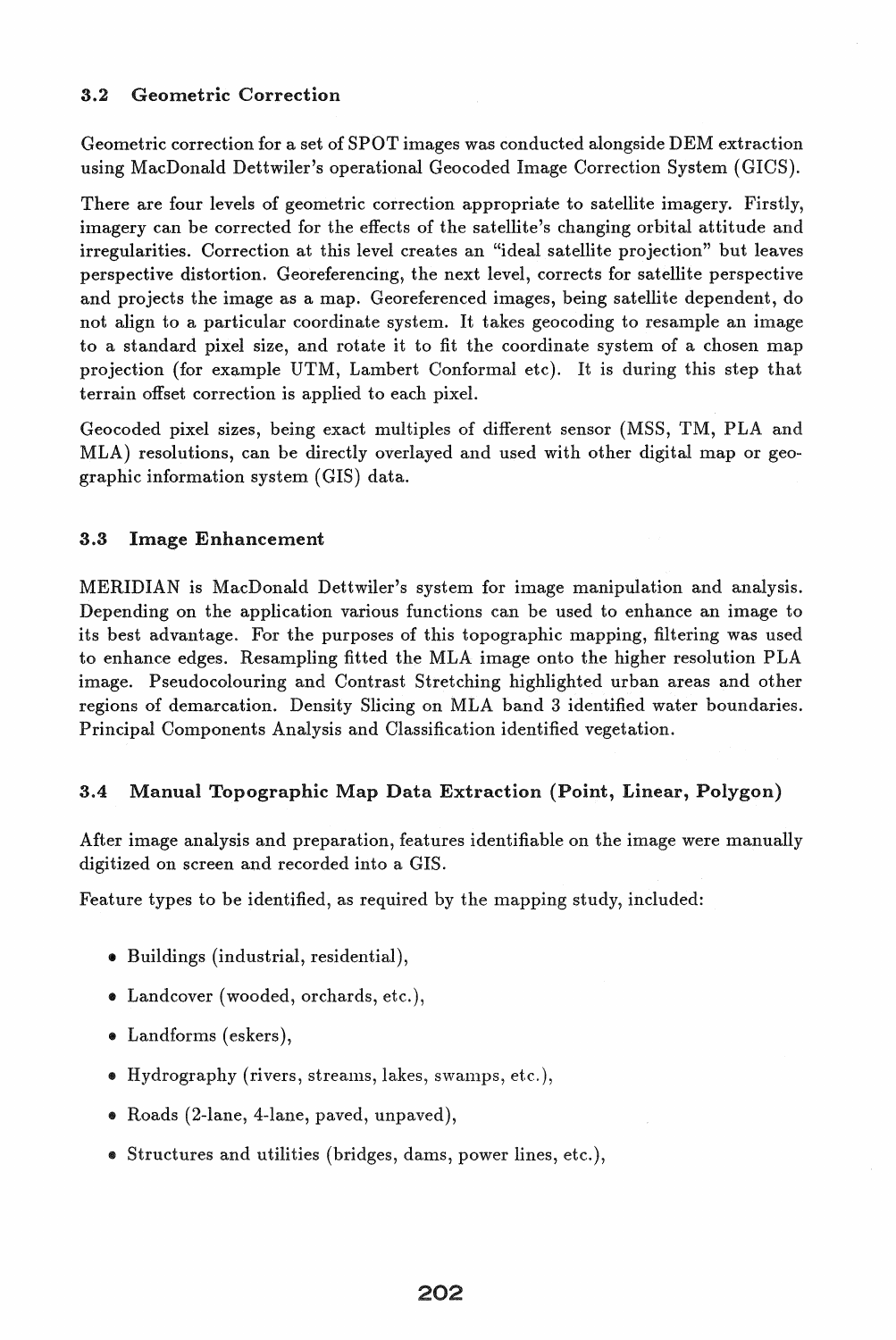### 3.2 Geometric Correction

Geometric correction for a set of SPOT images was conducted alongside DEM extraction using MacDonald Dettwiler's operational Geocoded Image Correction System (GICS).

There are four levels of geometric correction appropriate to satellite imagery. Firstly, imagery can be corrected for the effects of the satellite's changing orbital attitude and irregularities. Correction at this level creates an "ideal satellite projection" but leaves perspective distortion. Georeferencing, the next level, corrects for satellite perspective and projects the image as a map. Georeferenced images, being satellite dependent, do not align to a particular coordinate system. It takes geocoding to resample an image to a standard pixel size, and rotate it to fit the coordinate system of a chosen map projection (for example UTM, Lambert Conformal etc). It is during this step that terrain offset correction is applied to each pixel.

Geocoded pixel sizes, being exact multiples of different sensor (MSS, TM, PLA and MLA) resolutions, can be directly overlayed and used with other digital map or geographic information system (GIS) data.

### 3.3 Image Enhancement

MERIDIAN is MacDonald Dettwiler's system for image manipulation and analysis. Depending on the application various functions can be used to enhance an image to its best advantage. For the purposes of this topographic mapping, filtering was used to enhance edges. Resampling fitted the MLA image onto the higher resolution PLA image. Pseudocolouring and Contrast Stretching highlighted urban areas and other regions of demarcation. Density Slicing on MLA band 3 identified water boundaries. Principal Components Analysis and Classification identified vegetation.

### 3.4 Manual Topographic Map Data Extraction (Point, Linear, Polygon)

After image analysis and preparation, features identifiable on the image were manually digitized on screen and recorded into a GIS.

Feature types to be identified, as required by the mapping study, included:

- Buildings (industrial, residential),
- Landcover (wooded, orchards, etc.),
- Landforms (eskers),
- Hydrography (rivers, streams, lakes, swamps, etc.),
- Roads (2-lane, 4-lane, paved, unpaved),
- Structures and utilities (bridges, dams, power lines, etc.),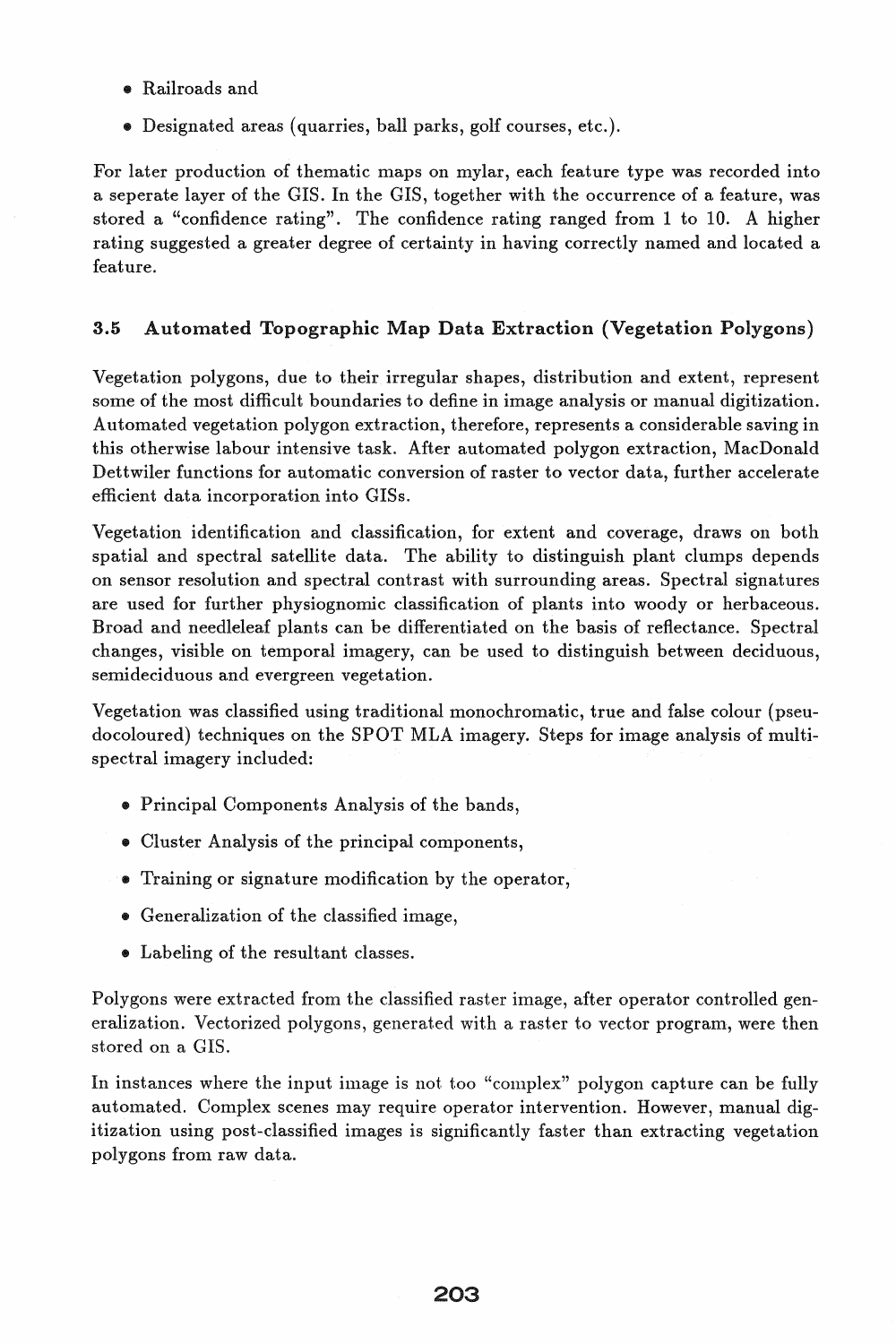- Railroads and
- Designated areas (quarries, ball parks, golf courses, etc.).

For later production of thematic maps on mylar, each feature type was recorded into a seperate layer of the GIS. In the GIS, together with the occurrence of a feature, was stored a "confidence rating". The confidence rating ranged from 1 to 10. A higher rating suggested a greater degree of certainty in having correctly named and located a feature.

### 3.5 Automated Topographic Map Data Extraction (Vegetation Polygons)

Vegetation polygons, due to their irregular shapes, distribution and extent, represent some of the most difficult boundaries to define in image analysis or manual digitization. Automated vegetation polygon extraction, therefore, represents a considerable saving in this otherwise labour intensive task. After automated polygon extraction, MacDonald Dettwiler functions for automatic conversion of raster to vector data, further accelerate efficient data incorporation into GISs.

Vegetation identification and classification, for extent and coverage, draws on both spatial and spectral satellite data. The ability to distinguish plant clumps depends on sensor resolution and spectral contrast with surrounding areas. Spectral signatures are used for further physiognomic classification of plants into woody or herbaceous. Broad and needleleaf plants can be differentiated on the basis of reflectance. Spectral changes, visible on temporal imagery, can be used to distinguish between deciduous, semideciduous and evergreen vegetation.

Vegetation was classified using traditional monochromatic, true and false colour (pseudocoloured) techniques on the SPOT MLA imagery. Steps for image analysis of multispectral imagery included:

- Principal Components Analysis of the bands,
- Cluster Analysis of the principal components,
- Training or signature modification by the operator,
- Generalization of the classified image,
- Labeling of the resultant classes.

Polygons were extracted from the classified raster image, after operator controlled generalization. Vectorized polygons, generated with a raster to vector program, were then stored on a GIS.

In instances where the input image is not too "complex" polygon capture can be fully automated. Complex scenes may require operator intervention. However, manual digitization using post-classified images is significantly faster than extracting vegetation polygons from raw data.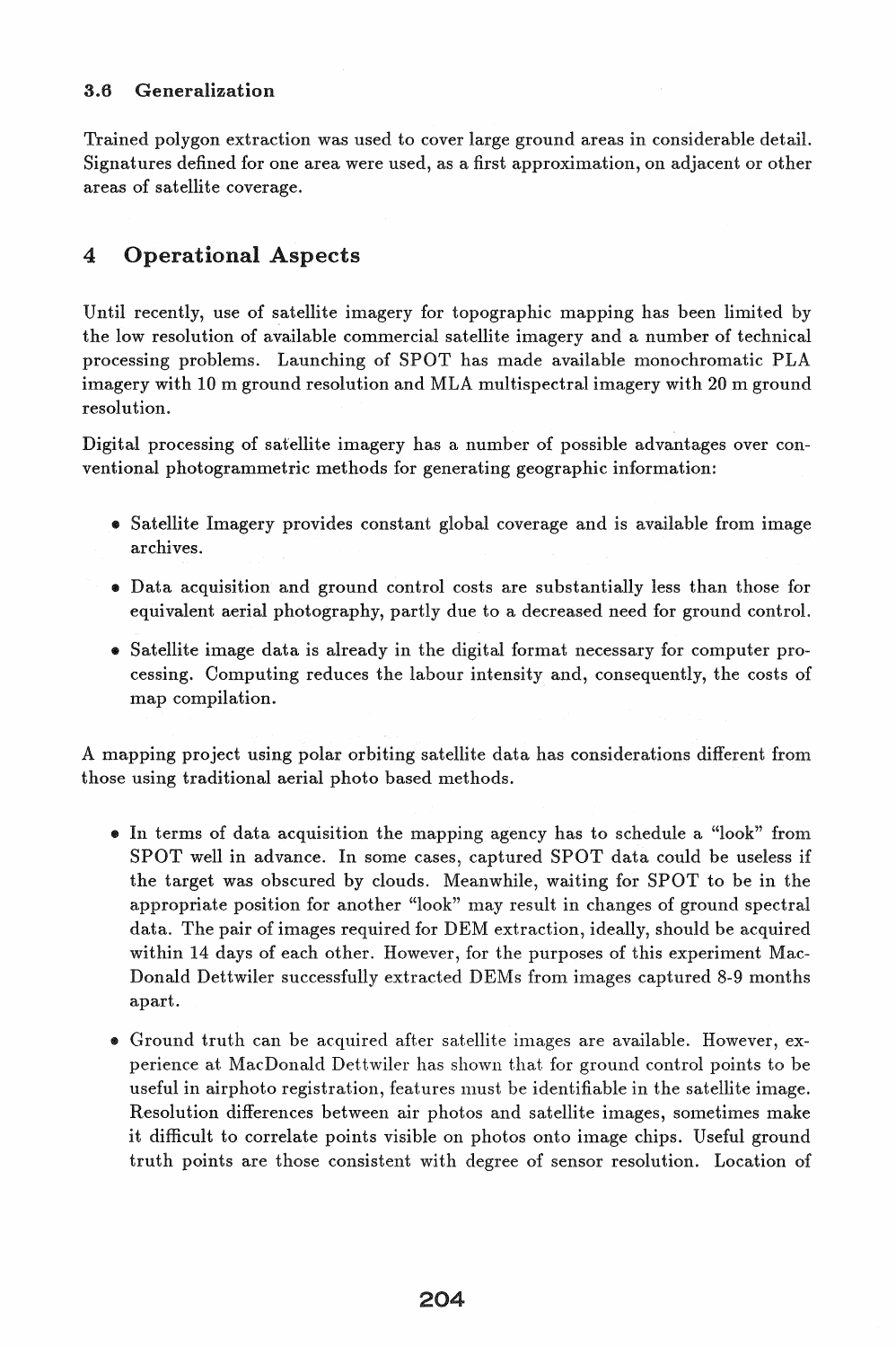### 3.6 Generalization

Trained polygon extraction was used to cover large ground areas in considerable detail. Signatures defined for one area were used, as a first approximation, on adjacent or other areas of satellite coverage.

## 4 Operational Aspects

Until recently, use of satellite imagery for topographic mapping has been limited by the low resolution of available commercial satellite imagery and a number of technical processing problems. Launching of SPOT has made available monochromatic PLA imagery with 10 m ground resolution and MLA multispectral imagery with 20 m ground resolution.

Digital processing of satellite imagery has a number of possible advantages over conventional photogrammetric methods for generating geographic information:

- Satellite Imagery provides constant global coverage and is available from image archives.
- Data acquisition and ground control costs are substantially less than those for equivalent aerial photography, partly due to a decreased need for ground control.
- Satellite image data is already in the digital format necessary for computer processing. Computing reduces the labour intensity and, consequently, the costs of map compilation.

A mapping project using polar orbiting satellite data has considerations different from those using traditional aerial photo based methods.

- In terms of data acquisition the mapping agency has to schedule a "look" from SPOT well in advance. In some cases, captured SPOT data could be useless if the target was obscured by clouds. Meanwhile, waiting for SPOT to be in the appropriate position for another "look" may result in changes of ground spectral data. The pair of images required for DEM extraction, ideally, should be acquired within 14 days of each other. However, for the purposes of this experiment MacDonald Dettwiler successfully extracted DEMs from images captured 8-9 months apart.
- Ground truth can be acquired after satellite images are available. However, experience at MacDonald Dettwiler has shown that for ground control points to be useful in airphoto registration, features must be identifiable in the satellite image. Resolution differences between air photos and satellite images, sometimes make it difficult to correlate points visible on photos onto image chips. Useful ground truth points are those consistent with degree of sensor resolution. Location of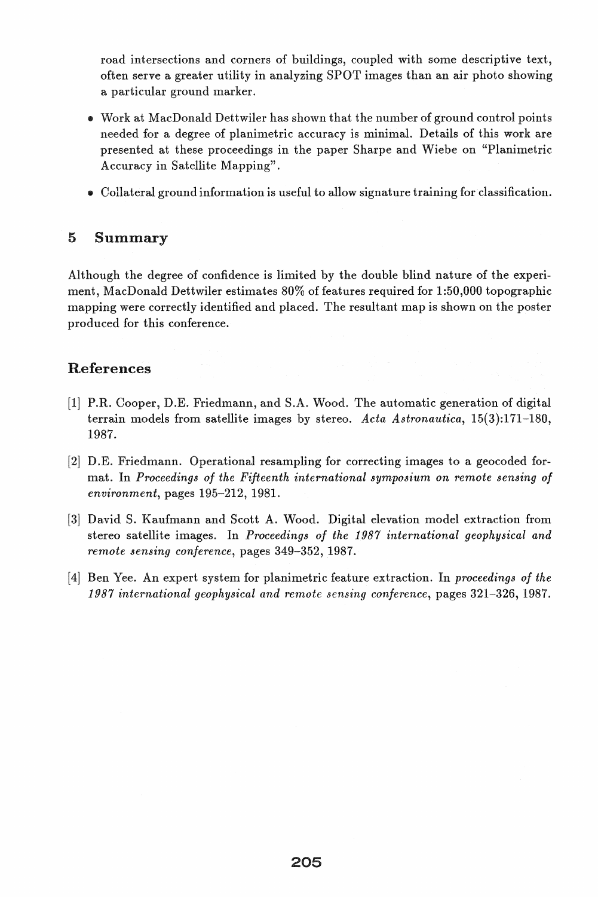road intersections and corners of buildings, coupled with some descriptive text, often serve a greater utility in analyzing SPOT images than an air photo showing a particular ground marker.

- Work at MacDonald Dettwiler has shown that the number of ground control points needed for a degree of planimetric accuracy is minimal. Details of this work are presented at these proceedings in the paper Sharpe and Wiebe on "Planimetric Accuracy in Satellite Mapping".
- Collateral ground information is useful to allow signature training for classification.

## 5 Summary

Although the degree of confidence is limited by the double blind nature of the experiment, MacDonald Dettwiler estimates 80% of features required for 1:50,000 topographic mapping were correctly identified and placed. The resultant map is shown on the poster produced for this conference.

## References

[1] P.R. Cooper, D.E. Friedmann, and S.A. Wood. The automatic generation of digital terrain models from satellite images by stereo. *Acta Astronautica*, 15(3):171–180, 1987.

[2] D.E. Friedmann. Operational resampling for correcting images to a geocoded format. In *Proceedings of the Fifteenth international symposium on remote sensing of environment*, pages 195–212, 1981.

[3] David S. Kaufmann and Scott A. Wood. Digital elevation model extraction from stereo satellite images. In *Proceedings of the 1987 international geophysical and remote sensing conference*, pages 349–352, 1987.

[4] Ben Yee. An expert system for planimetric feature extraction. In *proceedings of the 1987 international geophysical and remote sensing conference*, pages 321–326, 1987.